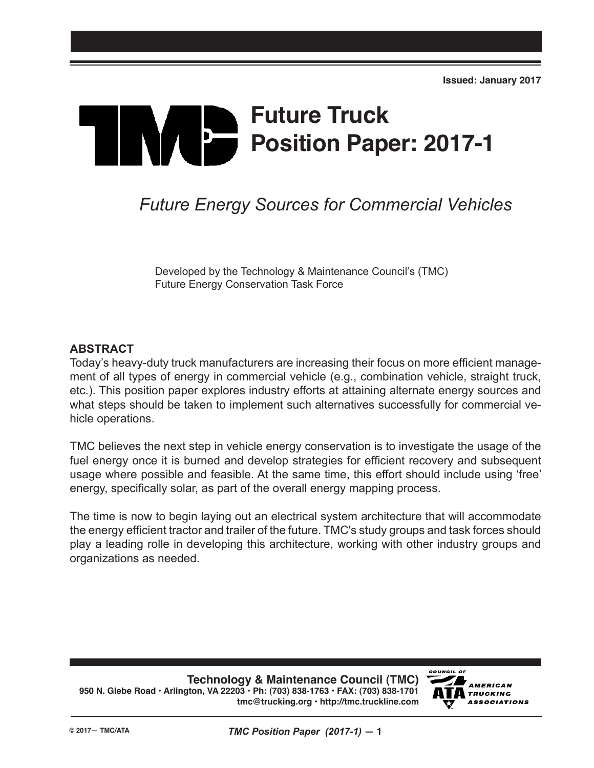Issued: January 2017

# TMC Future Truck Position Paper: 2017-1

## *Future Energy Sources for Commercial Vehicles*

Developed by the Technology & Maintenance Council's (TMC) Future Energy Conservation Task Force

## ABSTRACT

Today's heavy-duty truck manufacturers are increasing their focus on more efficient management of all types of energy in commercial vehicle (e.g., combination vehicle, straight truck, etc.). This position paper explores industry efforts at attaining alternate energy sources and what steps should be taken to implement such alternatives successfully for commercial vehicle operations.

TMC believes the next step in vehicle energy conservation is to investigate the usage of the fuel energy once it is burned and develop strategies for efficient recovery and subsequent usage where possible and feasible. At the same time, this effort should include using 'free' energy, specifically solar, as part of the overall energy mapping process.

The time is now to begin laying out an electrical system architecture that will accommodate the energy efficient tractor and trailer of the future. TMC's study groups and task forces should play a leading rolle in developing this architecture, working with other industry groups and organizations as needed.

**Technology & Maintenance Council (TMC)**
**950 N. Glebe Road • Arlington, VA 22203 • Ph: (703) 838-1763 • FAX: (703) 838-1701**
**tmc@trucking.org • http://tmc.truckline.com**

COUNCIL OF AMERICAN TRUCKING ASSOCIATIONS

© 2017— TMC/ATA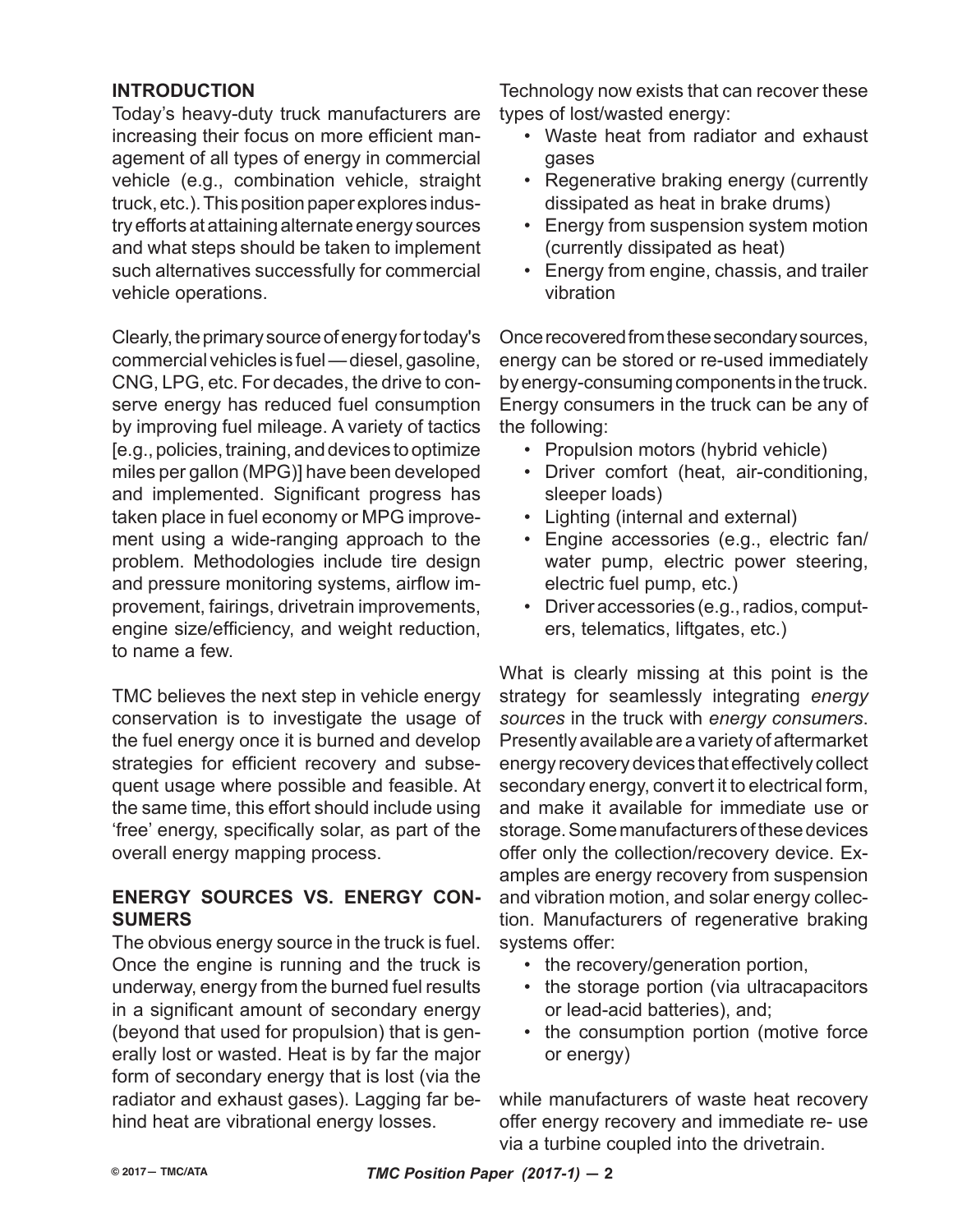## INTRODUCTION

Today's heavy-duty truck manufacturers are increasing their focus on more efficient management of all types of energy in commercial vehicle (e.g., combination vehicle, straight truck, etc.). This position paper explores industry efforts at attaining alternate energy sources and what steps should be taken to implement such alternatives successfully for commercial vehicle operations.

Clearly, the primary source of energy for today's commercial vehicles is fuel — diesel, gasoline, CNG, LPG, etc. For decades, the drive to conserve energy has reduced fuel consumption by improving fuel mileage. A variety of tactics [e.g., policies, training, and devices to optimize miles per gallon (MPG)] have been developed and implemented. Significant progress has taken place in fuel economy or MPG improvement using a wide-ranging approach to the problem. Methodologies include tire design and pressure monitoring systems, airflow improvement, fairings, drivetrain improvements, engine size/efficiency, and weight reduction, to name a few.

TMC believes the next step in vehicle energy conservation is to investigate the usage of the fuel energy once it is burned and develop strategies for efficient recovery and subsequent usage where possible and feasible. At the same time, this effort should include using 'free' energy, specifically solar, as part of the overall energy mapping process.

## ENERGY SOURCES VS. ENERGY CONSUMERS

The obvious energy source in the truck is fuel. Once the engine is running and the truck is underway, energy from the burned fuel results in a significant amount of secondary energy (beyond that used for propulsion) that is generally lost or wasted. Heat is by far the major form of secondary energy that is lost (via the radiator and exhaust gases). Lagging far behind heat are vibrational energy losses.

Technology now exists that can recover these types of lost/wasted energy:

- Waste heat from radiator and exhaust gases
- Regenerative braking energy (currently dissipated as heat in brake drums)
- Energy from suspension system motion (currently dissipated as heat)
- Energy from engine, chassis, and trailer vibration

Once recovered from these secondary sources, energy can be stored or re-used immediately by energy-consuming components in the truck. Energy consumers in the truck can be any of the following:

- Propulsion motors (hybrid vehicle)
- Driver comfort (heat, air-conditioning, sleeper loads)
- Lighting (internal and external)
- Engine accessories (e.g., electric fan/ water pump, electric power steering, electric fuel pump, etc.)
- Driver accessories (e.g., radios, computers, telematics, liftgates, etc.)

What is clearly missing at this point is the strategy for seamlessly integrating *energy sources* in the truck with *energy consumers*. Presently available are a variety of aftermarket energy recovery devices that effectively collect secondary energy, convert it to electrical form, and make it available for immediate use or storage. Some manufacturers of these devices offer only the collection/recovery device. Examples are energy recovery from suspension and vibration motion, and solar energy collection. Manufacturers of regenerative braking systems offer:

- the recovery/generation portion,
- the storage portion (via ultracapacitors or lead-acid batteries), and;
- the consumption portion (motive force or energy)

while manufacturers of waste heat recovery offer energy recovery and immediate re- use via a turbine coupled into the drivetrain.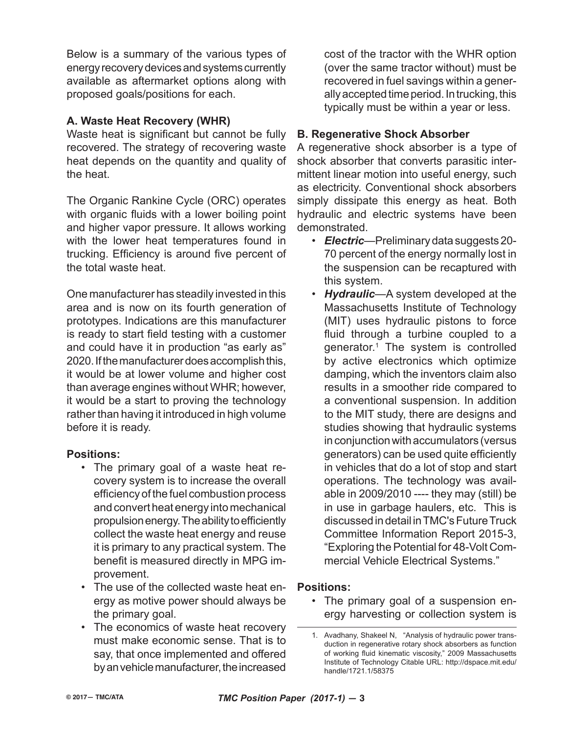Below is a summary of the various types of energy recovery devices and systems currently available as aftermarket options along with proposed goals/positions for each.

**A. Waste Heat Recovery (WHR)**

Waste heat is significant but cannot be fully recovered. The strategy of recovering waste heat depends on the quantity and quality of the heat.

The Organic Rankine Cycle (ORC) operates with organic fluids with a lower boiling point and higher vapor pressure. It allows working with the lower heat temperatures found in trucking. Efficiency is around five percent of the total waste heat.

One manufacturer has steadily invested in this area and is now on its fourth generation of prototypes. Indications are this manufacturer is ready to start field testing with a customer and could have it in production "as early as" 2020. If the manufacturer does accomplish this, it would be at lower volume and higher cost than average engines without WHR; however, it would be a start to proving the technology rather than having it introduced in high volume before it is ready.

**Positions:**

- The primary goal of a waste heat recovery system is to increase the overall efficiency of the fuel combustion process and convert heat energy into mechanical propulsion energy. The ability to efficiently collect the waste heat energy and reuse it is primary to any practical system. The benefit is measured directly in MPG improvement.
- The use of the collected waste heat energy as motive power should always be the primary goal.
- The economics of waste heat recovery must make economic sense. That is to say, that once implemented and offered by an vehicle manufacturer, the increased cost of the tractor with the WHR option (over the same tractor without) must be recovered in fuel savings within a generally accepted time period. In trucking, this typically must be within a year or less.

**B. Regenerative Shock Absorber**

A regenerative shock absorber is a type of shock absorber that converts parasitic intermittent linear motion into useful energy, such as electricity. Conventional shock absorbers simply dissipate this energy as heat. Both hydraulic and electric systems have been demonstrated.

- ***Electric***—Preliminary data suggests 20-70 percent of the energy normally lost in the suspension can be recaptured with this system.
- ***Hydraulic***—A system developed at the Massachusetts Institute of Technology (MIT) uses hydraulic pistons to force fluid through a turbine coupled to a generator.[1] The system is controlled by active electronics which optimize damping, which the inventors claim also results in a smoother ride compared to a conventional suspension. In addition to the MIT study, there are designs and studies showing that hydraulic systems in conjunction with accumulators (versus generators) can be used quite efficiently in vehicles that do a lot of stop and start operations. The technology was available in 2009/2010 ---- they may (still) be in use in garbage haulers, etc. This is discussed in detail in TMC's Future Truck Committee Information Report 2015-3, "Exploring the Potential for 48-Volt Commercial Vehicle Electrical Systems."

**Positions:**

- The primary goal of a suspension energy harvesting or collection system is

---

1. Avadhany, Shakeel N, "Analysis of hydraulic power transduction in regenerative rotary shock absorbers as function of working fluid kinematic viscosity," 2009 Massachusetts Institute of Technology Citable URL: http://dspace.mit.edu/handle/1721.1/58375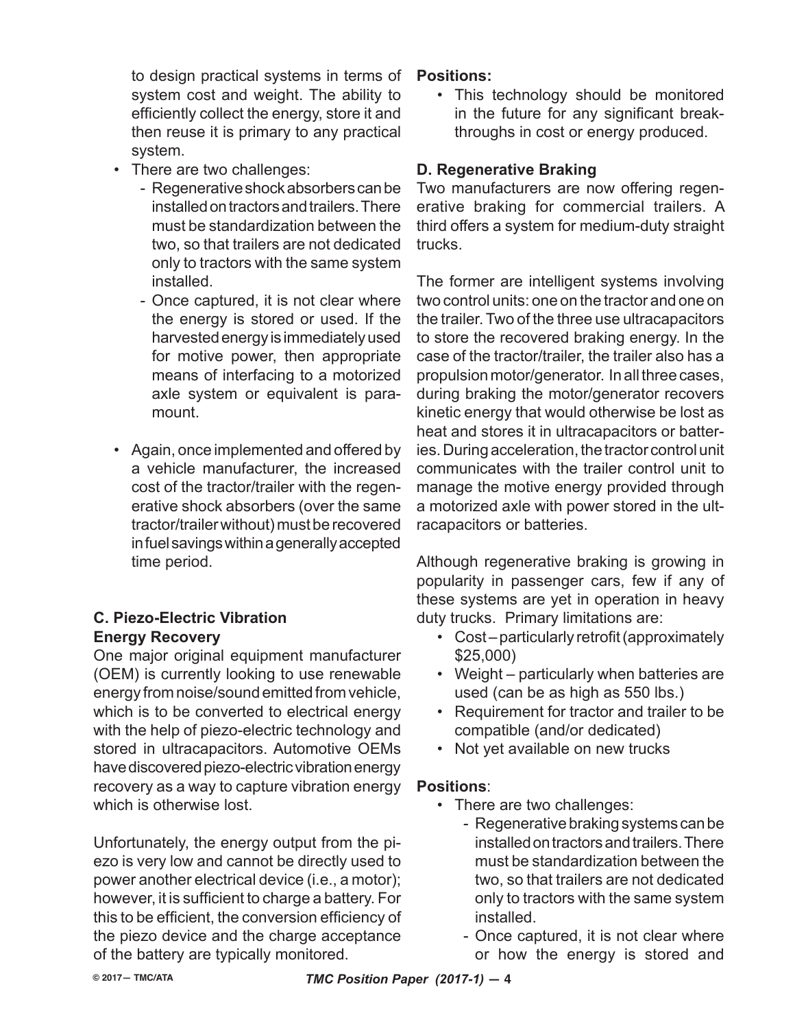to design practical systems in terms of system cost and weight. The ability to efficiently collect the energy, store it and then reuse it is primary to any practical system.

- There are two challenges:
  - Regenerative shock absorbers can be installed on tractors and trailers. There must be standardization between the two, so that trailers are not dedicated only to tractors with the same system installed.
  - Once captured, it is not clear where the energy is stored or used. If the harvested energy is immediately used for motive power, then appropriate means of interfacing to a motorized axle system or equivalent is paramount.
- Again, once implemented and offered by a vehicle manufacturer, the increased cost of the tractor/trailer with the regenerative shock absorbers (over the same tractor/trailer without) must be recovered in fuel savings within a generally accepted time period.

### C. Piezo-Electric Vibration Energy Recovery

One major original equipment manufacturer (OEM) is currently looking to use renewable energy from noise/sound emitted from vehicle, which is to be converted to electrical energy with the help of piezo-electric technology and stored in ultracapacitors. Automotive OEMs have discovered piezo-electric vibration energy recovery as a way to capture vibration energy which is otherwise lost.

Unfortunately, the energy output from the piezo is very low and cannot be directly used to power another electrical device (i.e., a motor); however, it is sufficient to charge a battery. For this to be efficient, the conversion efficiency of the piezo device and the charge acceptance of the battery are typically monitored.

**Positions:**

- This technology should be monitored in the future for any significant breakthroughs in cost or energy produced.

### D. Regenerative Braking

Two manufacturers are now offering regenerative braking for commercial trailers. A third offers a system for medium-duty straight trucks.

The former are intelligent systems involving two control units: one on the tractor and one on the trailer. Two of the three use ultracapacitors to store the recovered braking energy. In the case of the tractor/trailer, the trailer also has a propulsion motor/generator. In all three cases, during braking the motor/generator recovers kinetic energy that would otherwise be lost as heat and stores it in ultracapacitors or batteries. During acceleration, the tractor control unit communicates with the trailer control unit to manage the motive energy provided through a motorized axle with power stored in the ultracapacitors or batteries.

Although regenerative braking is growing in popularity in passenger cars, few if any of these systems are yet in operation in heavy duty trucks. Primary limitations are:

- Cost – particularly retrofit (approximately $25,000)
- Weight – particularly when batteries are used (can be as high as 550 lbs.)
- Requirement for tractor and trailer to be compatible (and/or dedicated)
- Not yet available on new trucks

**Positions**:

- There are two challenges:
  - Regenerative braking systems can be installed on tractors and trailers. There must be standardization between the two, so that trailers are not dedicated only to tractors with the same system installed.
  - Once captured, it is not clear where or how the energy is stored and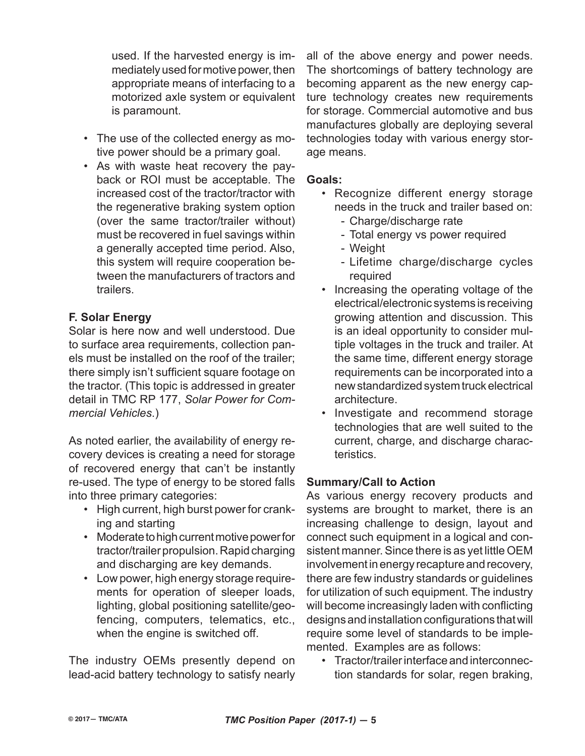used. If the harvested energy is immediately used for motive power, then appropriate means of interfacing to a motorized axle system or equivalent is paramount.

- The use of the collected energy as motive power should be a primary goal.
- As with waste heat recovery the payback or ROI must be acceptable. The increased cost of the tractor/tractor with the regenerative braking system option (over the same tractor/trailer without) must be recovered in fuel savings within a generally accepted time period. Also, this system will require cooperation between the manufacturers of tractors and trailers.

**F. Solar Energy**

Solar is here now and well understood. Due to surface area requirements, collection panels must be installed on the roof of the trailer; there simply isn't sufficient square footage on the tractor. (This topic is addressed in greater detail in TMC RP 177, *Solar Power for Commercial Vehicles*.)

As noted earlier, the availability of energy recovery devices is creating a need for storage of recovered energy that can't be instantly re-used. The type of energy to be stored falls into three primary categories:

- High current, high burst power for cranking and starting
- Moderate to high current motive power for tractor/trailer propulsion. Rapid charging and discharging are key demands.
- Low power, high energy storage requirements for operation of sleeper loads, lighting, global positioning satellite/geofencing, computers, telematics, etc., when the engine is switched off.

The industry OEMs presently depend on lead-acid battery technology to satisfy nearly all of the above energy and power needs. The shortcomings of battery technology are becoming apparent as the new energy capture technology creates new requirements for storage. Commercial automotive and bus manufactures globally are deploying several technologies today with various energy storage means.

**Goals:**

- Recognize different energy storage needs in the truck and trailer based on:
  - Charge/discharge rate
  - Total energy vs power required
  - Weight
  - Lifetime charge/discharge cycles required
- Increasing the operating voltage of the electrical/electronic systems is receiving growing attention and discussion. This is an ideal opportunity to consider multiple voltages in the truck and trailer. At the same time, different energy storage requirements can be incorporated into a new standardized system truck electrical architecture.
- Investigate and recommend storage technologies that are well suited to the current, charge, and discharge characteristics.

**Summary/Call to Action**

As various energy recovery products and systems are brought to market, there is an increasing challenge to design, layout and connect such equipment in a logical and consistent manner. Since there is as yet little OEM involvement in energy recapture and recovery, there are few industry standards or guidelines for utilization of such equipment. The industry will become increasingly laden with conflicting designs and installation configurations that will require some level of standards to be implemented. Examples are as follows:

- Tractor/trailer interface and interconnection standards for solar, regen braking,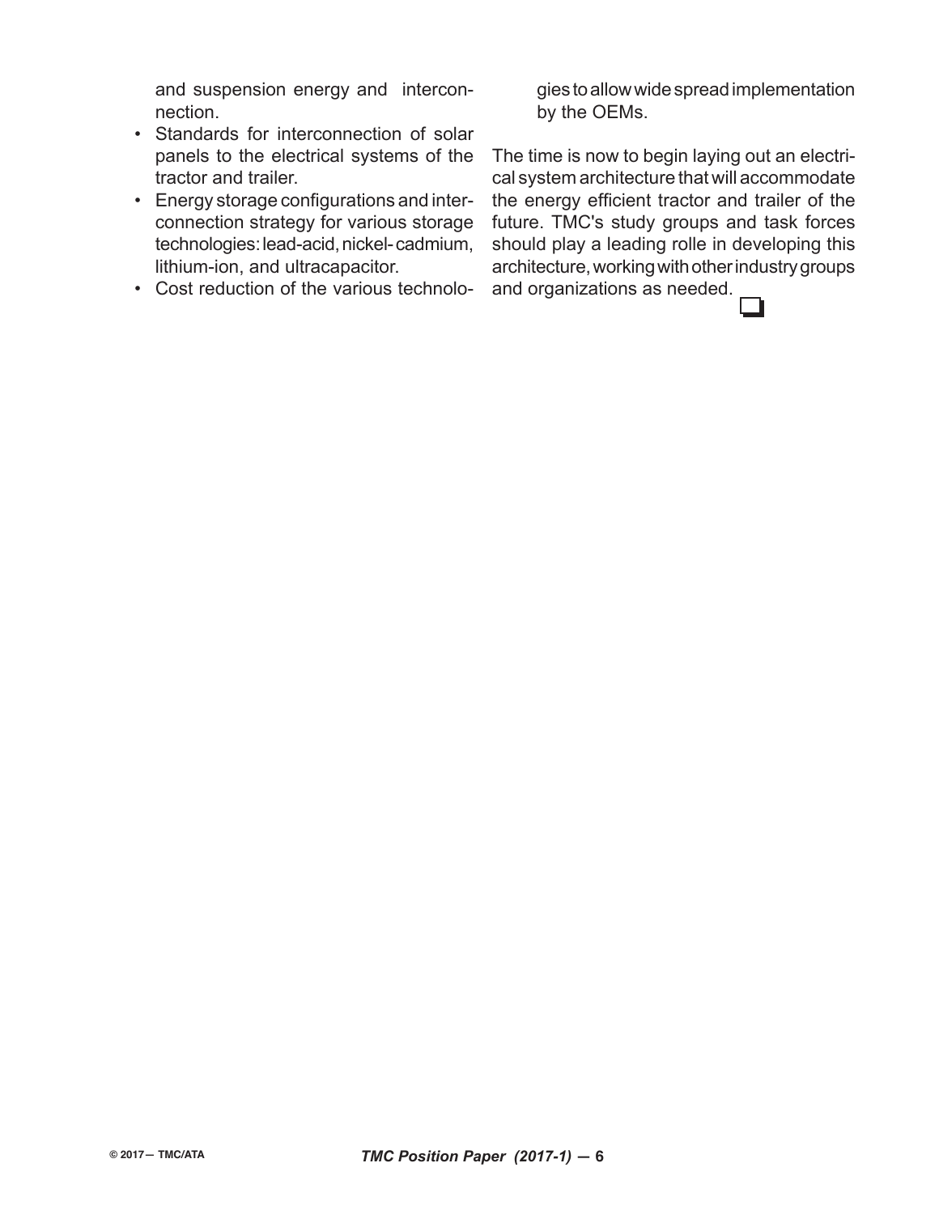and suspension energy and interconnection.

- Standards for interconnection of solar panels to the electrical systems of the tractor and trailer.
- Energy storage configurations and interconnection strategy for various storage technologies: lead-acid, nickel- cadmium, lithium-ion, and ultracapacitor.
- Cost reduction of the various technologies to allow wide spread implementation by the OEMs.

The time is now to begin laying out an electrical system architecture that will accommodate the energy efficient tractor and trailer of the future. TMC's study groups and task forces should play a leading rolle in developing this architecture, working with other industry groups and organizations as needed.